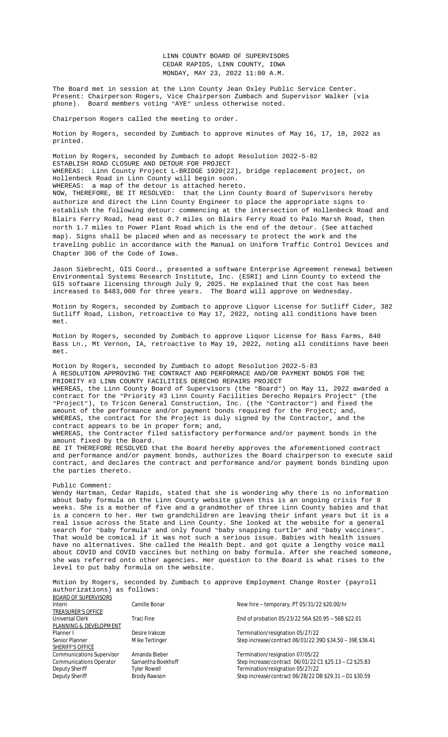LINN COUNTY BOARD OF SUPERVISORS
CEDAR RAPIDS, LINN COUNTY, IOWA
MONDAY, MAY 23, 2022 11:00 A.M.

The Board met in session at the Linn County Jean Oxley Public Service Center. Present: Chairperson Rogers, Vice Chairperson Zumbach and Supervisor Walker (via phone). Board members voting "AYE" unless otherwise noted.

Chairperson Rogers called the meeting to order.

Motion by Rogers, seconded by Zumbach to approve minutes of May 16, 17, 18, 2022 as printed.

Motion by Rogers, seconded by Zumbach to adopt Resolution 2022-5-82
ESTABLISH ROAD CLOSURE AND DETOUR FOR PROJECT
WHEREAS: Linn County Project L-BRIDGE 1920(22), bridge replacement project, on Hollenbeck Road in Linn County will begin soon.
WHEREAS: a map of the detour is attached hereto.
NOW, THEREFORE, BE IT RESOLVED: that the Linn County Board of Supervisors hereby authorize and direct the Linn County Engineer to place the appropriate signs to establish the following detour: commencing at the intersection of Hollenbeck Road and Blairs Ferry Road, head east 0.7 miles on Blairs Ferry Road to Palo Marsh Road, then north 1.7 miles to Power Plant Road which is the end of the detour. (See attached map). Signs shall be placed when and as necessary to protect the work and the traveling public in accordance with the Manual on Uniform Traffic Control Devices and Chapter 306 of the Code of Iowa.

Jason Siebrecht, GIS Coord., presented a software Enterprise Agreement renewal between Environmental Systems Research Institute, Inc. (ESRI) and Linn County to extend the GIS software licensing through July 9, 2025. He explained that the cost has been increased to $483,000 for three years. The Board will approve on Wednesday.

Motion by Rogers, seconded by Zumbach to approve Liquor License for Sutliff Cider, 382 Sutliff Road, Lisbon, retroactive to May 17, 2022, noting all conditions have been met.

Motion by Rogers, seconded by Zumbach to approve Liquor License for Bass Farms, 840 Bass Ln., Mt Vernon, IA, retroactive to May 19, 2022, noting all conditions have been met.

Motion by Rogers, seconded by Zumbach to adopt Resolution 2022-5-83
A RESOLUTION APPROVING THE CONTRACT AND PERFORMACE AND/OR PAYMENT BONDS FOR THE PRIORITY #3 LINN COUNTY FACILITIES DERECHO REPAIRS PROJECT
WHEREAS, the Linn County Board of Supervisors (the "Board") on May 11, 2022 awarded a contract for the "Priority #3 Linn County Facilities Derecho Repairs Project" (the "Project"), to Tricon General Construction, Inc. (the "Contractor") and fixed the amount of the performance and/or payment bonds required for the Project; and,
WHEREAS, the contract for the Project is duly signed by the Contractor, and the contract appears to be in proper form; and,
WHEREAS, the Contractor filed satisfactory performance and/or payment bonds in the amount fixed by the Board.
BE IT THEREFORE RESOLVED that the Board hereby approves the aforementioned contract and performance and/or payment bonds, authorizes the Board chairperson to execute said contract, and declares the contract and performance and/or payment bonds binding upon the parties thereto.

Public Comment:
Wendy Hartman, Cedar Rapids, stated that she is wondering why there is no information about baby formula on the Linn County website given this is an ongoing crisis for 8 weeks. She is a mother of five and a grandmother of three Linn County babies and that is a concern to her. Her two grandchildren are leaving their infant years but it is a real issue across the State and Linn County. She looked at the website for a general search for "baby formula" and only found "baby snapping turtle" and "baby vaccines". That would be comical if it was not such a serious issue. Babies with health issues have no alternatives. She called the Health Dept. and got quite a lengthy voice mail about COVID and COVID vaccines but nothing on baby formula. After she reached someone, she was referred onto other agencies. Her question to the Board is what rises to the level to put baby formula on the website.

Motion by Rogers, seconded by Zumbach to approve Employment Change Roster (payroll authorizations) as follows:

| | | |
|---|---|---|
| BOARD OF SUPERVISORS | | |
| Intern | Camille Bonar | New hire – temporary, PT 05/31/22 $20.00/hr |
| TREASURER'S OFFICE | | |
| Universal Clerk | Traci Fine | End of probation 05/23/22 56A $20.95 – 56B $22.01 |
| PLANNING & DEVELOPMENT | | |
| Planner I | Desire Irakoze | Termination/resignation 05/27/22 |
| Senior Planner | Mike Tertinger | Step increase/contract 06/01/22 39D $34.50 – 39E $36.41 |
| SHERIFF'S OFFICE | | |
| Communications Supervisor | Amanda Bieber | Termination/resignation 07/05/22 |
| Communications Operator | Samantha Boekhoff | Step increase/contract 06/01/22 C1 $25.13 – C2 $25.83 |
| Deputy Sheriff | Tyler Rowell | Termination/resignation 05/27/22 |
| Deputy Sheriff | Brody Rawson | Step increase/contract 06/28/22 DB $29.31 – D1 $30.59 |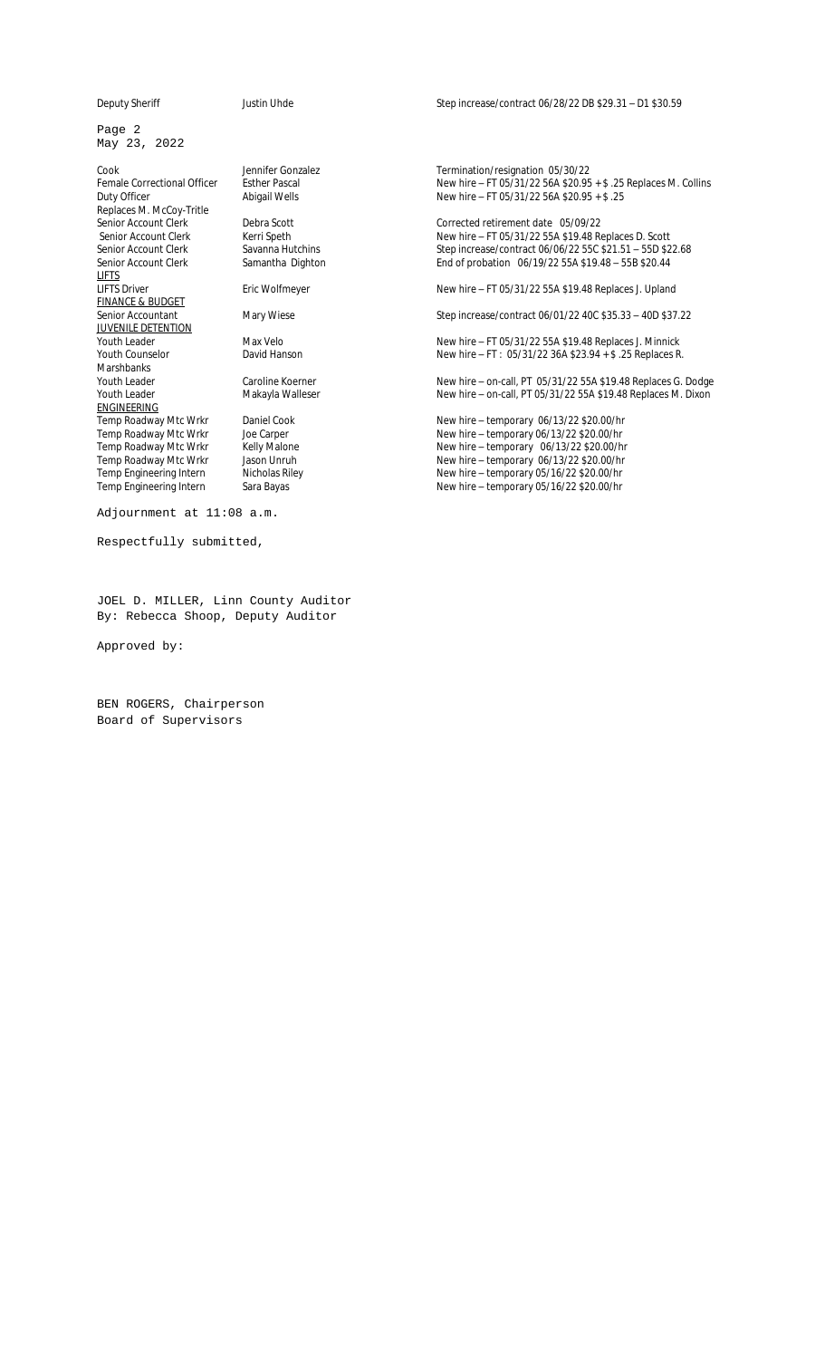| | | |
|---|---|---|
| Deputy Sheriff | Justin Uhde | Step increase/contract 06/28/22 DB $29.31 – D1 $30.59 |

Page 2
May 23, 2022

| | | |
|---|---|---|
| Cook | Jennifer Gonzalez | Termination/resignation 05/30/22 |
| Female Correctional Officer | Esther Pascal | New hire – FT 05/31/22 56A $20.95 + $ .25 Replaces M. Collins |
| Duty Officer | Abigail Wells | New hire – FT 05/31/22 56A $20.95 + $ .25 |
| Replaces M. McCoy-Tritle | | |
| Senior Account Clerk | Debra Scott | Corrected retirement date 05/09/22 |
| Senior Account Clerk | Kerri Speth | New hire – FT 05/31/22 55A $19.48 Replaces D. Scott |
| Senior Account Clerk | Savanna Hutchins | Step increase/contract 06/06/22 55C $21.51 – 55D $22.68 |
| Senior Account Clerk | Samantha Dighton | End of probation 06/19/22 55A $19.48 – 55B $20.44 |
| LIFTS | | |
| LIFTS Driver | Eric Wolfmeyer | New hire – FT 05/31/22 55A $19.48 Replaces J. Upland |
| FINANCE & BUDGET | | |
| Senior Accountant | Mary Wiese | Step increase/contract 06/01/22 40C $35.33 – 40D $37.22 |
| JUVENILE DETENTION | | |
| Youth Leader | Max Velo | New hire – FT 05/31/22 55A $19.48 Replaces J. Minnick |
| Youth Counselor | David Hanson | New hire – FT : 05/31/22 36A $23.94 + $ .25 Replaces R. |
| Marshbanks | | |
| Youth Leader | Caroline Koerner | New hire – on-call, PT 05/31/22 55A $19.48 Replaces G. Dodge |
| Youth Leader | Makayla Walleser | New hire – on-call, PT 05/31/22 55A $19.48 Replaces M. Dixon |
| ENGINEERING | | |
| Temp Roadway Mtc Wrkr | Daniel Cook | New hire – temporary 06/13/22 $20.00/hr |
| Temp Roadway Mtc Wrkr | Joe Carper | New hire – temporary 06/13/22 $20.00/hr |
| Temp Roadway Mtc Wrkr | Kelly Malone | New hire – temporary 06/13/22 $20.00/hr |
| Temp Roadway Mtc Wrkr | Jason Unruh | New hire – temporary 06/13/22 $20.00/hr |
| Temp Engineering Intern | Nicholas Riley | New hire – temporary 05/16/22 $20.00/hr |
| Temp Engineering Intern | Sara Bayas | New hire – temporary 05/16/22 $20.00/hr |

Adjournment at 11:08 a.m.

Respectfully submitted,

JOEL D. MILLER, Linn County Auditor
By: Rebecca Shoop, Deputy Auditor

Approved by:

BEN ROGERS, Chairperson
Board of Supervisors